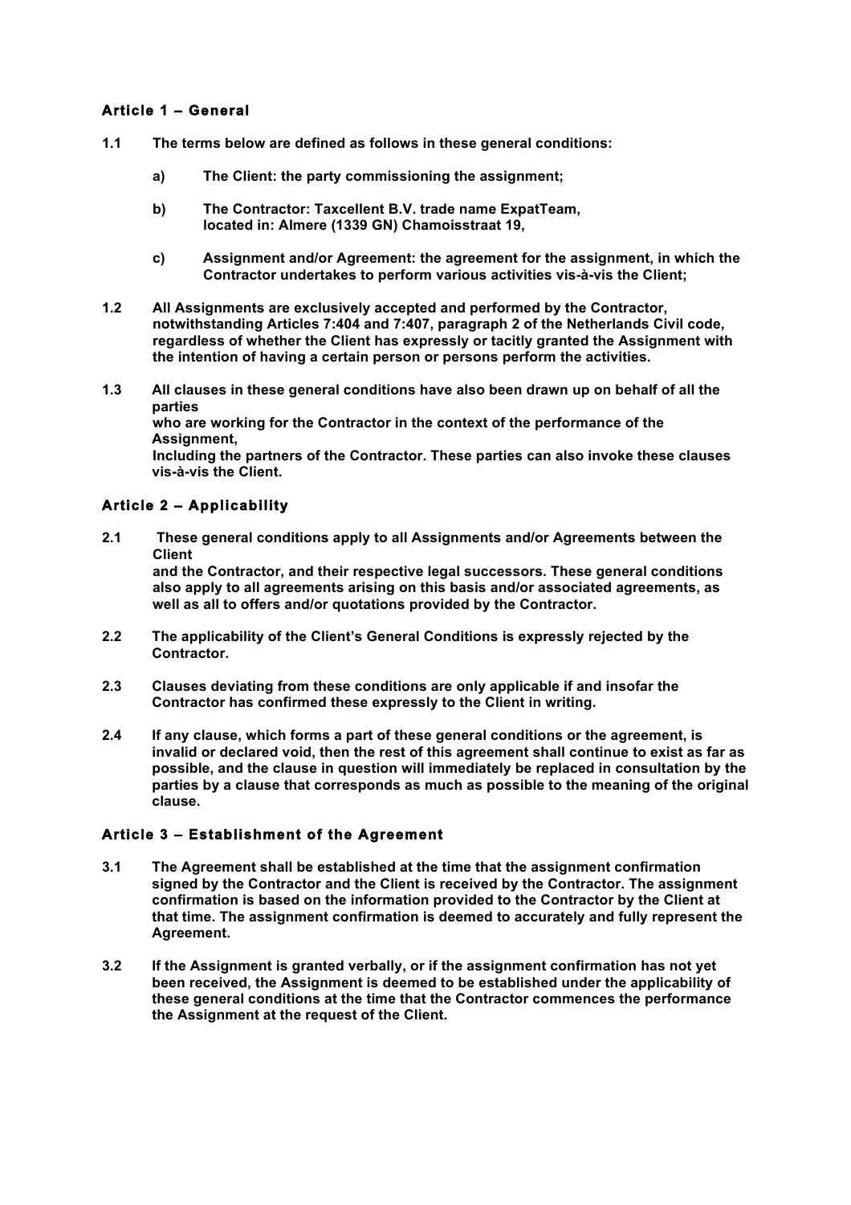## Article 1 – General

**1.1 The terms below are defined as follows in these general conditions:**

**a) The Client: the party commissioning the assignment;**

**b) The Contractor: Taxcellent B.V. trade name ExpatTeam, located in: Almere (1339 GN) Chamoisstraat 19,**

**c) Assignment and/or Agreement: the agreement for the assignment, in which the Contractor undertakes to perform various activities vis-à-vis the Client;**

**1.2 All Assignments are exclusively accepted and performed by the Contractor, notwithstanding Articles 7:404 and 7:407, paragraph 2 of the Netherlands Civil code, regardless of whether the Client has expressly or tacitly granted the Assignment with the intention of having a certain person or persons perform the activities.**

**1.3 All clauses in these general conditions have also been drawn up on behalf of all the parties who are working for the Contractor in the context of the performance of the Assignment, Including the partners of the Contractor. These parties can also invoke these clauses vis-à-vis the Client.**

## Article 2 – Applicability

**2.1 These general conditions apply to all Assignments and/or Agreements between the Client and the Contractor, and their respective legal successors. These general conditions also apply to all agreements arising on this basis and/or associated agreements, as well as all to offers and/or quotations provided by the Contractor.**

**2.2 The applicability of the Client's General Conditions is expressly rejected by the Contractor.**

**2.3 Clauses deviating from these conditions are only applicable if and insofar the Contractor has confirmed these expressly to the Client in writing.**

**2.4 If any clause, which forms a part of these general conditions or the agreement, is invalid or declared void, then the rest of this agreement shall continue to exist as far as possible, and the clause in question will immediately be replaced in consultation by the parties by a clause that corresponds as much as possible to the meaning of the original clause.**

## Article 3 – Establishment of the Agreement

**3.1 The Agreement shall be established at the time that the assignment confirmation signed by the Contractor and the Client is received by the Contractor. The assignment confirmation is based on the information provided to the Contractor by the Client at that time. The assignment confirmation is deemed to accurately and fully represent the Agreement.**

**3.2 If the Assignment is granted verbally, or if the assignment confirmation has not yet been received, the Assignment is deemed to be established under the applicability of these general conditions at the time that the Contractor commences the performance the Assignment at the request of the Client.**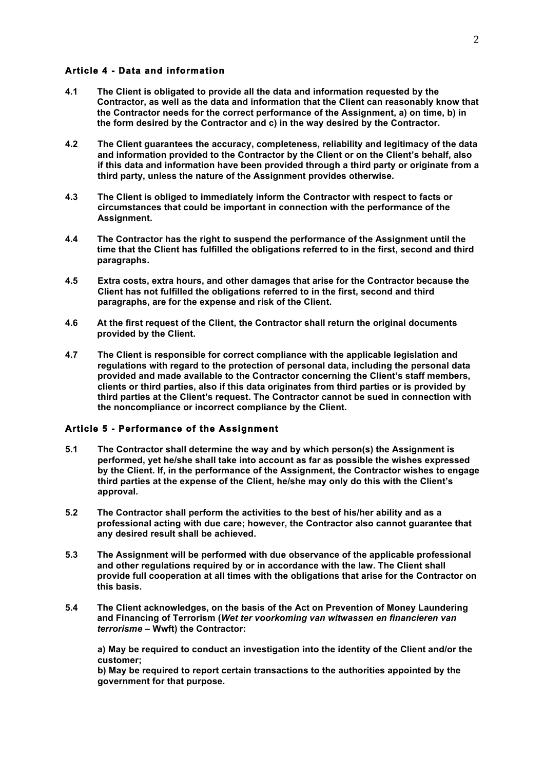## Article 4 - Data and information

**4.1 The Client is obligated to provide all the data and information requested by the Contractor, as well as the data and information that the Client can reasonably know that the Contractor needs for the correct performance of the Assignment, a) on time, b) in the form desired by the Contractor and c) in the way desired by the Contractor.**

**4.2 The Client guarantees the accuracy, completeness, reliability and legitimacy of the data and information provided to the Contractor by the Client or on the Client's behalf, also if this data and information have been provided through a third party or originate from a third party, unless the nature of the Assignment provides otherwise.**

**4.3 The Client is obliged to immediately inform the Contractor with respect to facts or circumstances that could be important in connection with the performance of the Assignment.**

**4.4 The Contractor has the right to suspend the performance of the Assignment until the time that the Client has fulfilled the obligations referred to in the first, second and third paragraphs.**

**4.5 Extra costs, extra hours, and other damages that arise for the Contractor because the Client has not fulfilled the obligations referred to in the first, second and third paragraphs, are for the expense and risk of the Client.**

**4.6 At the first request of the Client, the Contractor shall return the original documents provided by the Client.**

**4.7 The Client is responsible for correct compliance with the applicable legislation and regulations with regard to the protection of personal data, including the personal data provided and made available to the Contractor concerning the Client's staff members, clients or third parties, also if this data originates from third parties or is provided by third parties at the Client's request. The Contractor cannot be sued in connection with the noncompliance or incorrect compliance by the Client.**

## Article 5 - Performance of the Assignment

**5.1 The Contractor shall determine the way and by which person(s) the Assignment is performed, yet he/she shall take into account as far as possible the wishes expressed by the Client. If, in the performance of the Assignment, the Contractor wishes to engage third parties at the expense of the Client, he/she may only do this with the Client's approval.**

**5.2 The Contractor shall perform the activities to the best of his/her ability and as a professional acting with due care; however, the Contractor also cannot guarantee that any desired result shall be achieved.**

**5.3 The Assignment will be performed with due observance of the applicable professional and other regulations required by or in accordance with the law. The Client shall provide full cooperation at all times with the obligations that arise for the Contractor on this basis.**

**5.4 The Client acknowledges, on the basis of the Act on Prevention of Money Laundering and Financing of Terrorism (*Wet ter voorkoming van witwassen en financieren van terrorisme* – Wwft) the Contractor:**

**a) May be required to conduct an investigation into the identity of the Client and/or the customer;**
**b) May be required to report certain transactions to the authorities appointed by the government for that purpose.**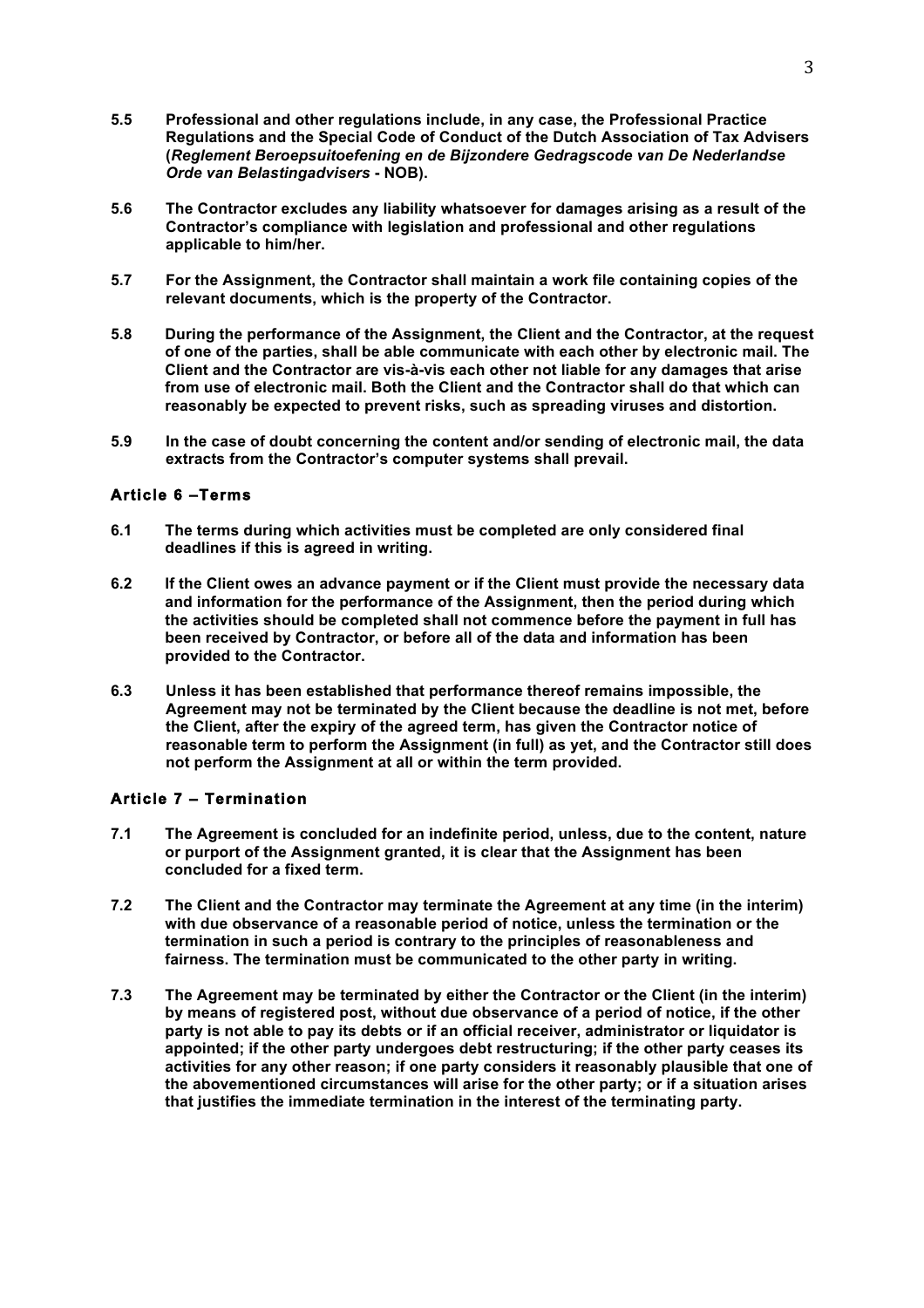**5.5 Professional and other regulations include, in any case, the Professional Practice Regulations and the Special Code of Conduct of the Dutch Association of Tax Advisers (*Reglement Beroepsuitoefening en de Bijzondere Gedragscode van De Nederlandse Orde van Belastingadvisers* - NOB).**

**5.6 The Contractor excludes any liability whatsoever for damages arising as a result of the Contractor's compliance with legislation and professional and other regulations applicable to him/her.**

**5.7 For the Assignment, the Contractor shall maintain a work file containing copies of the relevant documents, which is the property of the Contractor.**

**5.8 During the performance of the Assignment, the Client and the Contractor, at the request of one of the parties, shall be able communicate with each other by electronic mail. The Client and the Contractor are vis-à-vis each other not liable for any damages that arise from use of electronic mail. Both the Client and the Contractor shall do that which can reasonably be expected to prevent risks, such as spreading viruses and distortion.**

**5.9 In the case of doubt concerning the content and/or sending of electronic mail, the data extracts from the Contractor's computer systems shall prevail.**

## Article 6 –Terms

**6.1 The terms during which activities must be completed are only considered final deadlines if this is agreed in writing.**

**6.2 If the Client owes an advance payment or if the Client must provide the necessary data and information for the performance of the Assignment, then the period during which the activities should be completed shall not commence before the payment in full has been received by Contractor, or before all of the data and information has been provided to the Contractor.**

**6.3 Unless it has been established that performance thereof remains impossible, the Agreement may not be terminated by the Client because the deadline is not met, before the Client, after the expiry of the agreed term, has given the Contractor notice of reasonable term to perform the Assignment (in full) as yet, and the Contractor still does not perform the Assignment at all or within the term provided.**

## Article 7 – Termination

**7.1 The Agreement is concluded for an indefinite period, unless, due to the content, nature or purport of the Assignment granted, it is clear that the Assignment has been concluded for a fixed term.**

**7.2 The Client and the Contractor may terminate the Agreement at any time (in the interim) with due observance of a reasonable period of notice, unless the termination or the termination in such a period is contrary to the principles of reasonableness and fairness. The termination must be communicated to the other party in writing.**

**7.3 The Agreement may be terminated by either the Contractor or the Client (in the interim) by means of registered post, without due observance of a period of notice, if the other party is not able to pay its debts or if an official receiver, administrator or liquidator is appointed; if the other party undergoes debt restructuring; if the other party ceases its activities for any other reason; if one party considers it reasonably plausible that one of the abovementioned circumstances will arise for the other party; or if a situation arises that justifies the immediate termination in the interest of the terminating party.**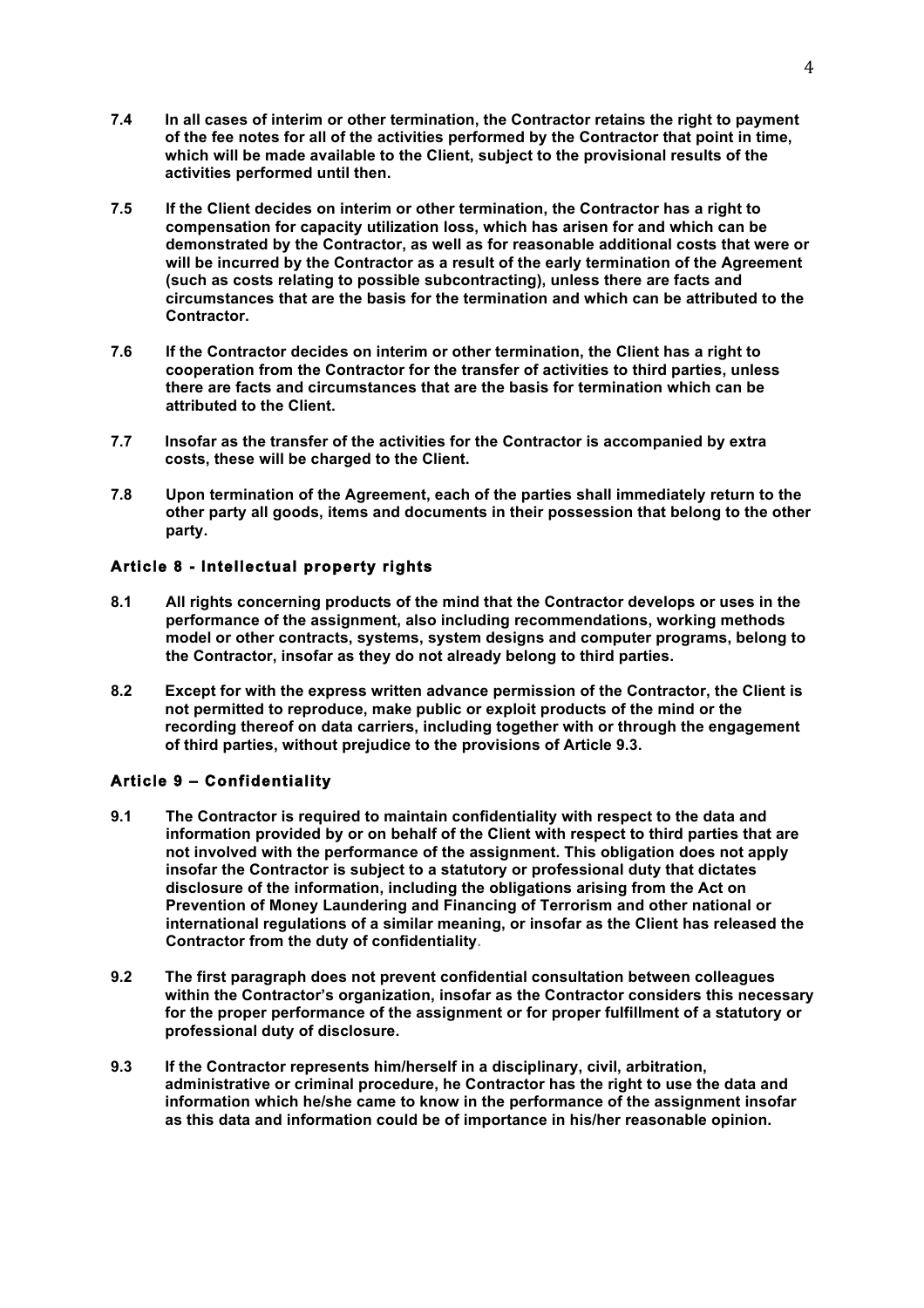**7.4 In all cases of interim or other termination, the Contractor retains the right to payment of the fee notes for all of the activities performed by the Contractor that point in time, which will be made available to the Client, subject to the provisional results of the activities performed until then.**

**7.5 If the Client decides on interim or other termination, the Contractor has a right to compensation for capacity utilization loss, which has arisen for and which can be demonstrated by the Contractor, as well as for reasonable additional costs that were or will be incurred by the Contractor as a result of the early termination of the Agreement (such as costs relating to possible subcontracting), unless there are facts and circumstances that are the basis for the termination and which can be attributed to the Contractor.**

**7.6 If the Contractor decides on interim or other termination, the Client has a right to cooperation from the Contractor for the transfer of activities to third parties, unless there are facts and circumstances that are the basis for termination which can be attributed to the Client.**

**7.7 Insofar as the transfer of the activities for the Contractor is accompanied by extra costs, these will be charged to the Client.**

**7.8 Upon termination of the Agreement, each of the parties shall immediately return to the other party all goods, items and documents in their possession that belong to the other party.**

## Article 8 - Intellectual property rights

**8.1 All rights concerning products of the mind that the Contractor develops or uses in the performance of the assignment, also including recommendations, working methods model or other contracts, systems, system designs and computer programs, belong to the Contractor, insofar as they do not already belong to third parties.**

**8.2 Except for with the express written advance permission of the Contractor, the Client is not permitted to reproduce, make public or exploit products of the mind or the recording thereof on data carriers, including together with or through the engagement of third parties, without prejudice to the provisions of Article 9.3.**

## Article 9 – Confidentiality

**9.1 The Contractor is required to maintain confidentiality with respect to the data and information provided by or on behalf of the Client with respect to third parties that are not involved with the performance of the assignment. This obligation does not apply insofar the Contractor is subject to a statutory or professional duty that dictates disclosure of the information, including the obligations arising from the Act on Prevention of Money Laundering and Financing of Terrorism and other national or international regulations of a similar meaning, or insofar as the Client has released the Contractor from the duty of confidentiality.**

**9.2 The first paragraph does not prevent confidential consultation between colleagues within the Contractor's organization, insofar as the Contractor considers this necessary for the proper performance of the assignment or for proper fulfillment of a statutory or professional duty of disclosure.**

**9.3 If the Contractor represents him/herself in a disciplinary, civil, arbitration, administrative or criminal procedure, he Contractor has the right to use the data and information which he/she came to know in the performance of the assignment insofar as this data and information could be of importance in his/her reasonable opinion.**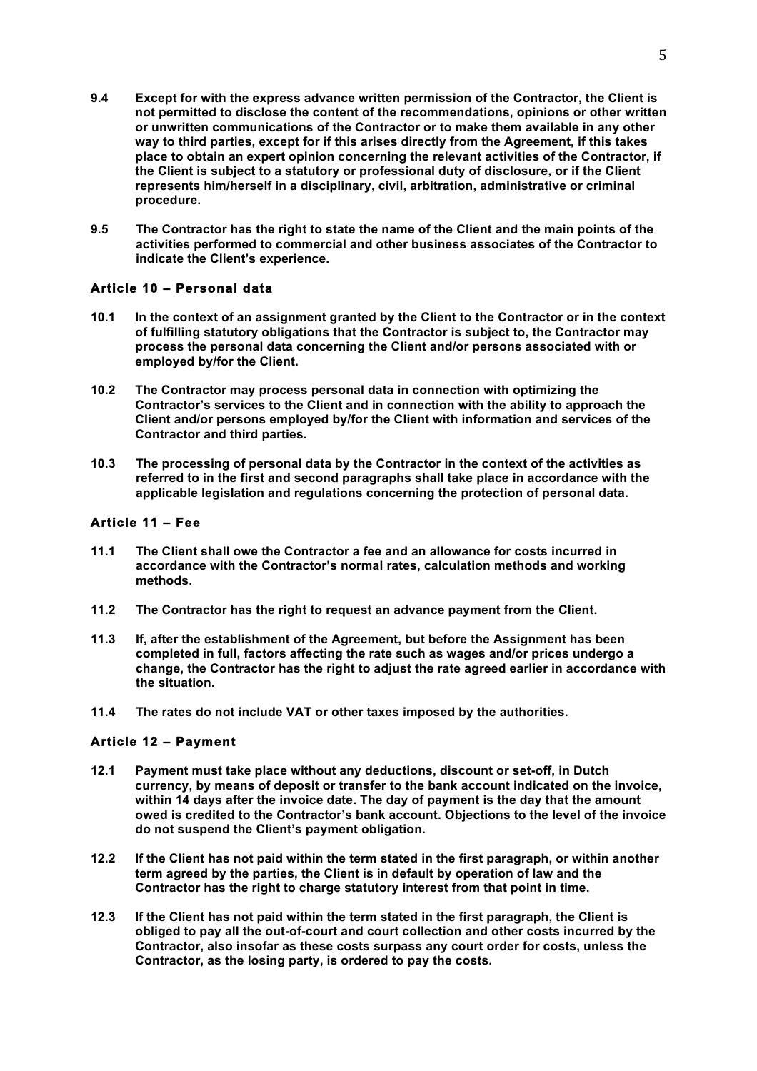**9.4 Except for with the express advance written permission of the Contractor, the Client is not permitted to disclose the content of the recommendations, opinions or other written or unwritten communications of the Contractor or to make them available in any other way to third parties, except for if this arises directly from the Agreement, if this takes place to obtain an expert opinion concerning the relevant activities of the Contractor, if the Client is subject to a statutory or professional duty of disclosure, or if the Client represents him/herself in a disciplinary, civil, arbitration, administrative or criminal procedure.**

**9.5 The Contractor has the right to state the name of the Client and the main points of the activities performed to commercial and other business associates of the Contractor to indicate the Client's experience.**

### Article 10 – Personal data

**10.1 In the context of an assignment granted by the Client to the Contractor or in the context of fulfilling statutory obligations that the Contractor is subject to, the Contractor may process the personal data concerning the Client and/or persons associated with or employed by/for the Client.**

**10.2 The Contractor may process personal data in connection with optimizing the Contractor's services to the Client and in connection with the ability to approach the Client and/or persons employed by/for the Client with information and services of the Contractor and third parties.**

**10.3 The processing of personal data by the Contractor in the context of the activities as referred to in the first and second paragraphs shall take place in accordance with the applicable legislation and regulations concerning the protection of personal data.**

### Article 11 – Fee

**11.1 The Client shall owe the Contractor a fee and an allowance for costs incurred in accordance with the Contractor's normal rates, calculation methods and working methods.**

**11.2 The Contractor has the right to request an advance payment from the Client.**

**11.3 If, after the establishment of the Agreement, but before the Assignment has been completed in full, factors affecting the rate such as wages and/or prices undergo a change, the Contractor has the right to adjust the rate agreed earlier in accordance with the situation.**

**11.4 The rates do not include VAT or other taxes imposed by the authorities.**

### Article 12 – Payment

**12.1 Payment must take place without any deductions, discount or set-off, in Dutch currency, by means of deposit or transfer to the bank account indicated on the invoice, within 14 days after the invoice date. The day of payment is the day that the amount owed is credited to the Contractor's bank account. Objections to the level of the invoice do not suspend the Client's payment obligation.**

**12.2 If the Client has not paid within the term stated in the first paragraph, or within another term agreed by the parties, the Client is in default by operation of law and the Contractor has the right to charge statutory interest from that point in time.**

**12.3 If the Client has not paid within the term stated in the first paragraph, the Client is obliged to pay all the out-of-court and court collection and other costs incurred by the Contractor, also insofar as these costs surpass any court order for costs, unless the Contractor, as the losing party, is ordered to pay the costs.**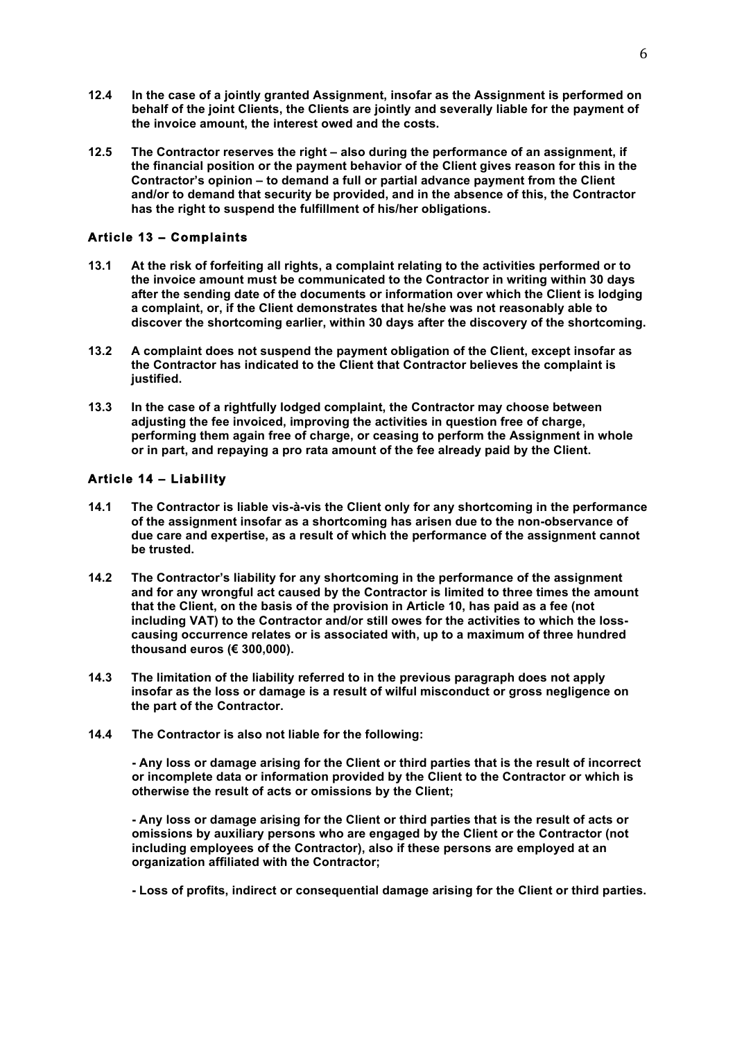**12.4 In the case of a jointly granted Assignment, insofar as the Assignment is performed on behalf of the joint Clients, the Clients are jointly and severally liable for the payment of the invoice amount, the interest owed and the costs.**

**12.5 The Contractor reserves the right – also during the performance of an assignment, if the financial position or the payment behavior of the Client gives reason for this in the Contractor's opinion – to demand a full or partial advance payment from the Client and/or to demand that security be provided, and in the absence of this, the Contractor has the right to suspend the fulfillment of his/her obligations.**

### Article 13 – Complaints

**13.1 At the risk of forfeiting all rights, a complaint relating to the activities performed or to the invoice amount must be communicated to the Contractor in writing within 30 days after the sending date of the documents or information over which the Client is lodging a complaint, or, if the Client demonstrates that he/she was not reasonably able to discover the shortcoming earlier, within 30 days after the discovery of the shortcoming.**

**13.2 A complaint does not suspend the payment obligation of the Client, except insofar as the Contractor has indicated to the Client that Contractor believes the complaint is justified.**

**13.3 In the case of a rightfully lodged complaint, the Contractor may choose between adjusting the fee invoiced, improving the activities in question free of charge, performing them again free of charge, or ceasing to perform the Assignment in whole or in part, and repaying a pro rata amount of the fee already paid by the Client.**

### Article 14 – Liability

**14.1 The Contractor is liable vis-à-vis the Client only for any shortcoming in the performance of the assignment insofar as a shortcoming has arisen due to the non-observance of due care and expertise, as a result of which the performance of the assignment cannot be trusted.**

**14.2 The Contractor's liability for any shortcoming in the performance of the assignment and for any wrongful act caused by the Contractor is limited to three times the amount that the Client, on the basis of the provision in Article 10, has paid as a fee (not including VAT) to the Contractor and/or still owes for the activities to which the loss-causing occurrence relates or is associated with, up to a maximum of three hundred thousand euros (€ 300,000).**

**14.3 The limitation of the liability referred to in the previous paragraph does not apply insofar as the loss or damage is a result of wilful misconduct or gross negligence on the part of the Contractor.**

**14.4 The Contractor is also not liable for the following:**

**- Any loss or damage arising for the Client or third parties that is the result of incorrect or incomplete data or information provided by the Client to the Contractor or which is otherwise the result of acts or omissions by the Client;**

**- Any loss or damage arising for the Client or third parties that is the result of acts or omissions by auxiliary persons who are engaged by the Client or the Contractor (not including employees of the Contractor), also if these persons are employed at an organization affiliated with the Contractor;**

**- Loss of profits, indirect or consequential damage arising for the Client or third parties.**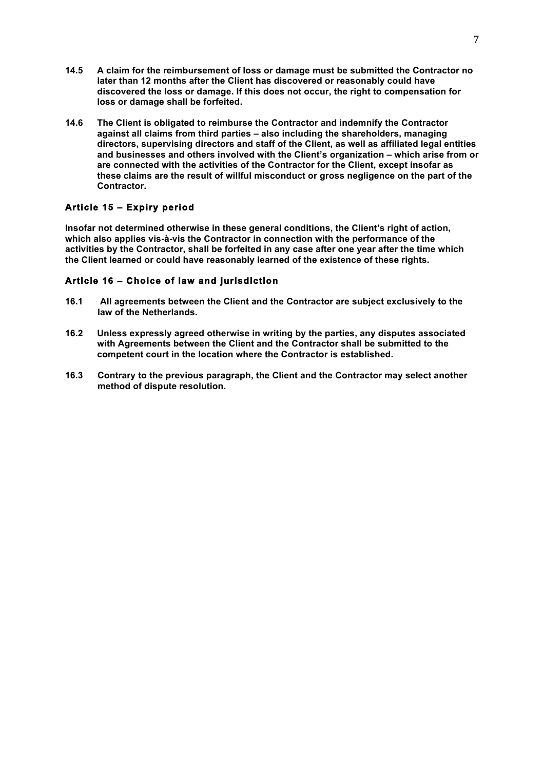**14.5 A claim for the reimbursement of loss or damage must be submitted the Contractor no later than 12 months after the Client has discovered or reasonably could have discovered the loss or damage. If this does not occur, the right to compensation for loss or damage shall be forfeited.**

**14.6 The Client is obligated to reimburse the Contractor and indemnify the Contractor against all claims from third parties – also including the shareholders, managing directors, supervising directors and staff of the Client, as well as affiliated legal entities and businesses and others involved with the Client's organization – which arise from or are connected with the activities of the Contractor for the Client, except insofar as these claims are the result of willful misconduct or gross negligence on the part of the Contractor.**

## Article 15 – Expiry period

**Insofar not determined otherwise in these general conditions, the Client's right of action, which also applies vis-à-vis the Contractor in connection with the performance of the activities by the Contractor, shall be forfeited in any case after one year after the time which the Client learned or could have reasonably learned of the existence of these rights.**

## Article 16 – Choice of law and jurisdiction

**16.1 All agreements between the Client and the Contractor are subject exclusively to the law of the Netherlands.**

**16.2 Unless expressly agreed otherwise in writing by the parties, any disputes associated with Agreements between the Client and the Contractor shall be submitted to the competent court in the location where the Contractor is established.**

**16.3 Contrary to the previous paragraph, the Client and the Contractor may select another method of dispute resolution.**